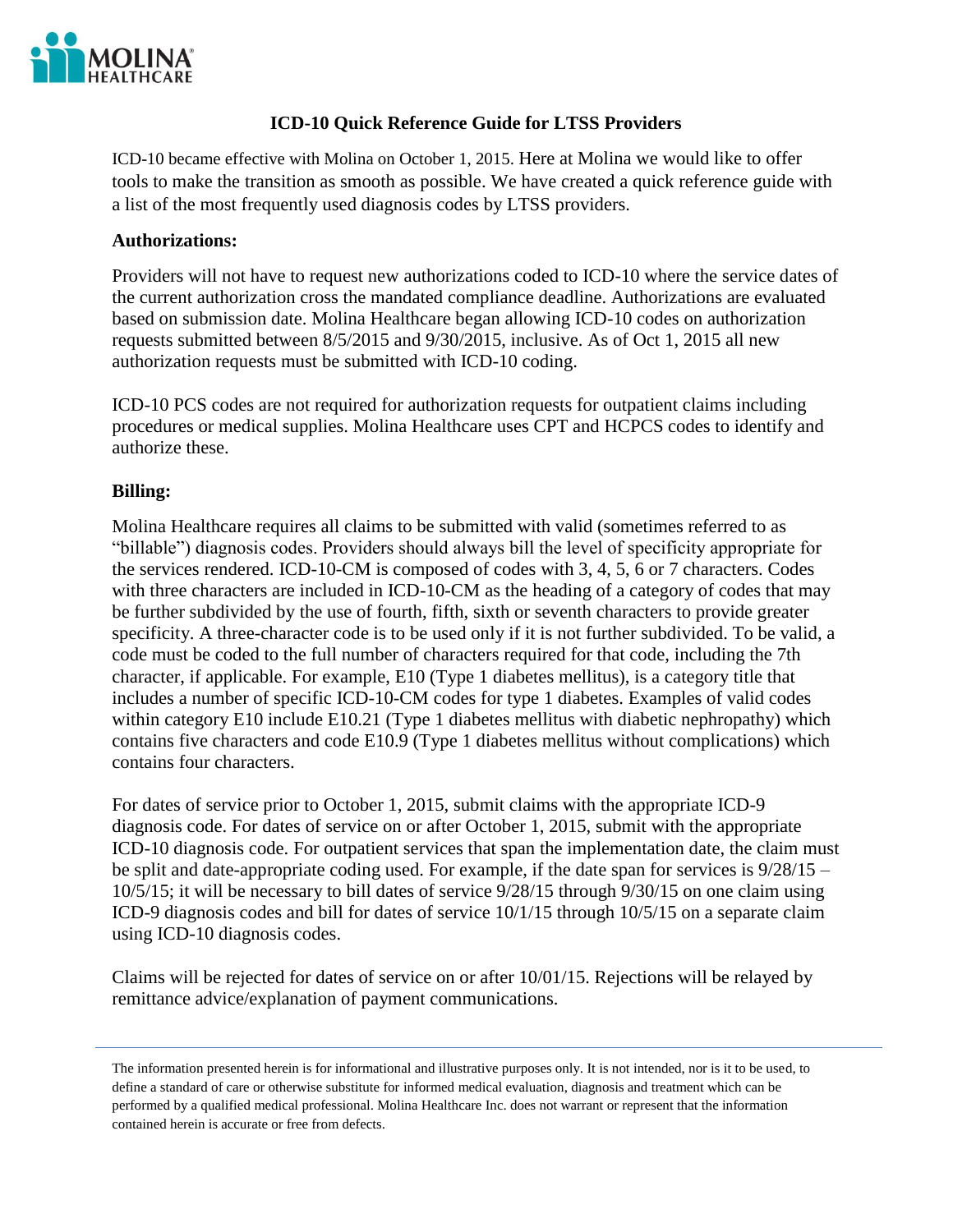# ICD-10 Quick Reference Guide for LTSS Providers

ICD-10 became effective with Molina on October 1, 2015. Here at Molina we would like to offer tools to make the transition as smooth as possible. We have created a quick reference guide with a list of the most frequently used diagnosis codes by LTSS providers.

## Authorizations:

Providers will not have to request new authorizations coded to ICD-10 where the service dates of the current authorization cross the mandated compliance deadline. Authorizations are evaluated based on submission date. Molina Healthcare began allowing ICD-10 codes on authorization requests submitted between 8/5/2015 and 9/30/2015, inclusive. As of Oct 1, 2015 all new authorization requests must be submitted with ICD-10 coding.

ICD-10 PCS codes are not required for authorization requests for outpatient claims including procedures or medical supplies. Molina Healthcare uses CPT and HCPCS codes to identify and authorize these.

## Billing:

Molina Healthcare requires all claims to be submitted with valid (sometimes referred to as "billable") diagnosis codes. Providers should always bill the level of specificity appropriate for the services rendered. ICD-10-CM is composed of codes with 3, 4, 5, 6 or 7 characters. Codes with three characters are included in ICD-10-CM as the heading of a category of codes that may be further subdivided by the use of fourth, fifth, sixth or seventh characters to provide greater specificity. A three-character code is to be used only if it is not further subdivided. To be valid, a code must be coded to the full number of characters required for that code, including the 7th character, if applicable. For example, E10 (Type 1 diabetes mellitus), is a category title that includes a number of specific ICD-10-CM codes for type 1 diabetes. Examples of valid codes within category E10 include E10.21 (Type 1 diabetes mellitus with diabetic nephropathy) which contains five characters and code E10.9 (Type 1 diabetes mellitus without complications) which contains four characters.

For dates of service prior to October 1, 2015, submit claims with the appropriate ICD-9 diagnosis code. For dates of service on or after October 1, 2015, submit with the appropriate ICD-10 diagnosis code. For outpatient services that span the implementation date, the claim must be split and date-appropriate coding used. For example, if the date span for services is 9/28/15 – 10/5/15; it will be necessary to bill dates of service 9/28/15 through 9/30/15 on one claim using ICD-9 diagnosis codes and bill for dates of service 10/1/15 through 10/5/15 on a separate claim using ICD-10 diagnosis codes.

Claims will be rejected for dates of service on or after 10/01/15. Rejections will be relayed by remittance advice/explanation of payment communications.

---

The information presented herein is for informational and illustrative purposes only. It is not intended, nor is it to be used, to define a standard of care or otherwise substitute for informed medical evaluation, diagnosis and treatment which can be performed by a qualified medical professional. Molina Healthcare Inc. does not warrant or represent that the information contained herein is accurate or free from defects.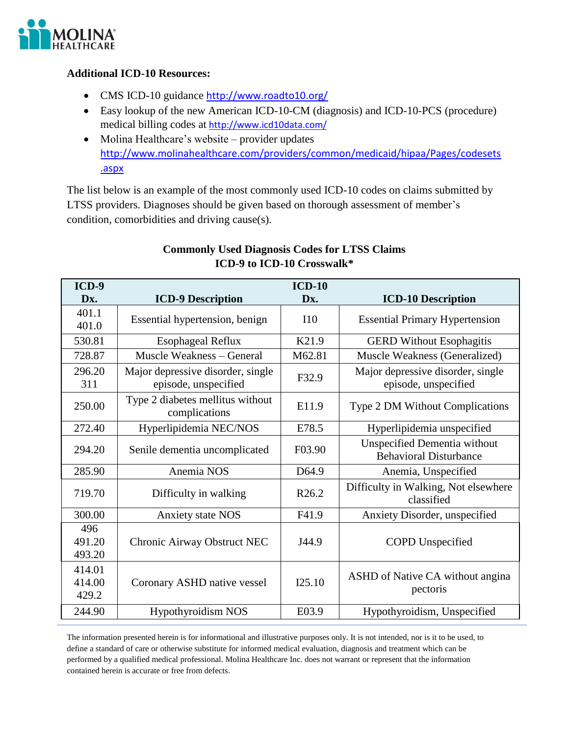**Additional ICD-10 Resources:**

- CMS ICD-10 guidance http://www.roadto10.org/
- Easy lookup of the new American ICD-10-CM (diagnosis) and ICD-10-PCS (procedure) medical billing codes at http://www.icd10data.com/
- Molina Healthcare's website – provider updates http://www.molinahealthcare.com/providers/common/medicaid/hipaa/Pages/codesets.aspx

The list below is an example of the most commonly used ICD-10 codes on claims submitted by LTSS providers. Diagnoses should be given based on thorough assessment of member's condition, comorbidities and driving cause(s).

**Commonly Used Diagnosis Codes for LTSS Claims**
**ICD-9 to ICD-10 Crosswalk***

| ICD-9 Dx. | ICD-9 Description | ICD-10 Dx. | ICD-10 Description |
|---|---|---|---|
| 401.1<br>401.0 | Essential hypertension, benign | I10 | Essential Primary Hypertension |
| 530.81 | Esophageal Reflux | K21.9 | GERD Without Esophagitis |
| 728.87 | Muscle Weakness – General | M62.81 | Muscle Weakness (Generalized) |
| 296.20<br>311 | Major depressive disorder, single episode, unspecified | F32.9 | Major depressive disorder, single episode, unspecified |
| 250.00 | Type 2 diabetes mellitus without complications | E11.9 | Type 2 DM Without Complications |
| 272.40 | Hyperlipidemia NEC/NOS | E78.5 | Hyperlipidemia unspecified |
| 294.20 | Senile dementia uncomplicated | F03.90 | Unspecified Dementia without Behavioral Disturbance |
| 285.90 | Anemia NOS | D64.9 | Anemia, Unspecified |
| 719.70 | Difficulty in walking | R26.2 | Difficulty in Walking, Not elsewhere classified |
| 300.00 | Anxiety state NOS | F41.9 | Anxiety Disorder, unspecified |
| 496<br>491.20<br>493.20 | Chronic Airway Obstruct NEC | J44.9 | COPD Unspecified |
| 414.01<br>414.00<br>429.2 | Coronary ASHD native vessel | I25.10 | ASHD of Native CA without angina pectoris |
| 244.90 | Hypothyroidism NOS | E03.9 | Hypothyroidism, Unspecified |

The information presented herein is for informational and illustrative purposes only. It is not intended, nor is it to be used, to define a standard of care or otherwise substitute for informed medical evaluation, diagnosis and treatment which can be performed by a qualified medical professional. Molina Healthcare Inc. does not warrant or represent that the information contained herein is accurate or free from defects.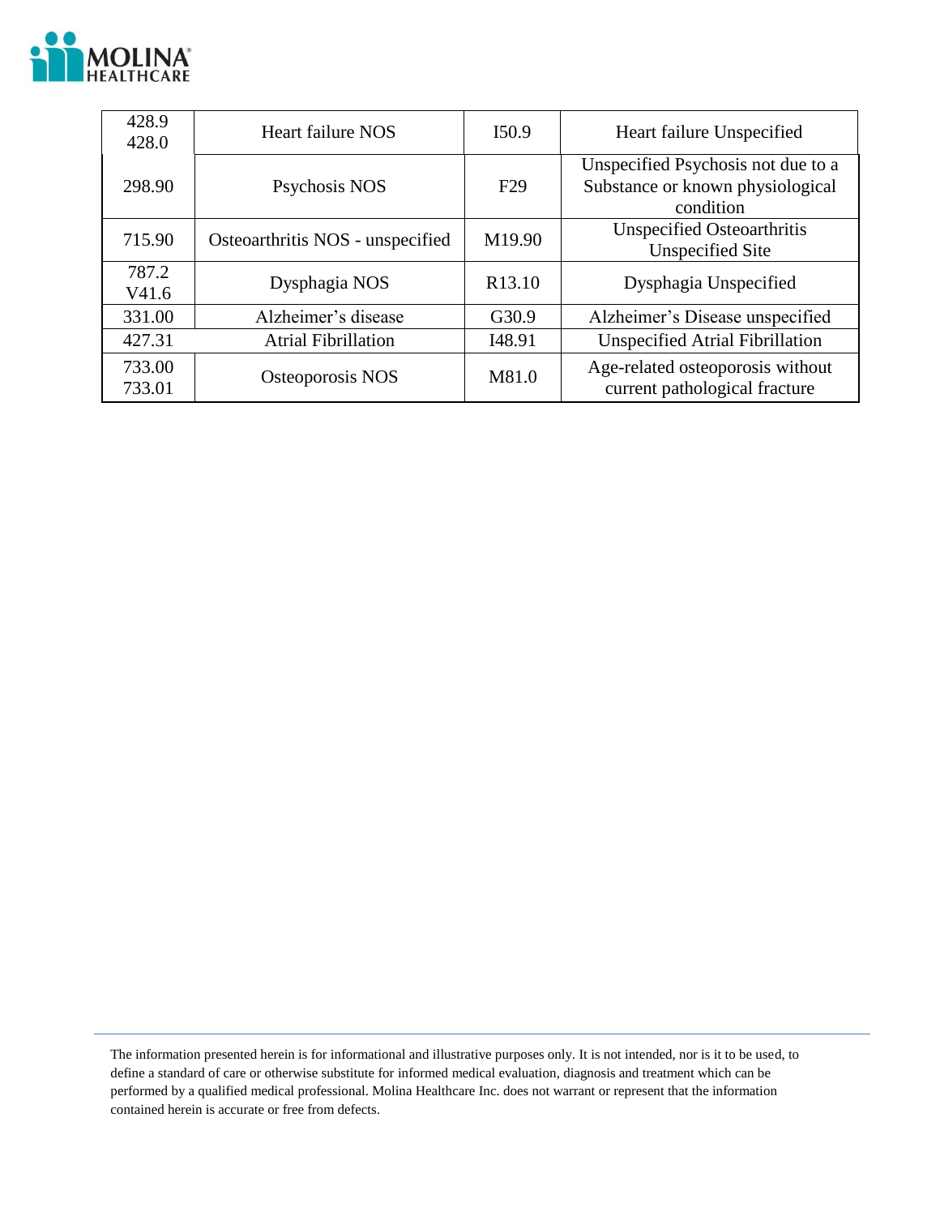| | | | |
|---|---|---|---|
| 428.9<br>428.0 | Heart failure NOS | I50.9 | Heart failure Unspecified |
| 298.90 | Psychosis NOS | F29 | Unspecified Psychosis not due to a Substance or known physiological condition |
| 715.90 | Osteoarthritis NOS - unspecified | M19.90 | Unspecified Osteoarthritis Unspecified Site |
| 787.2<br>V41.6 | Dysphagia NOS | R13.10 | Dysphagia Unspecified |
| 331.00 | Alzheimer's disease | G30.9 | Alzheimer's Disease unspecified |
| 427.31 | Atrial Fibrillation | I48.91 | Unspecified Atrial Fibrillation |
| 733.00<br>733.01 | Osteoporosis NOS | M81.0 | Age-related osteoporosis without current pathological fracture |

The information presented herein is for informational and illustrative purposes only. It is not intended, nor is it to be used, to define a standard of care or otherwise substitute for informed medical evaluation, diagnosis and treatment which can be performed by a qualified medical professional. Molina Healthcare Inc. does not warrant or represent that the information contained herein is accurate or free from defects.